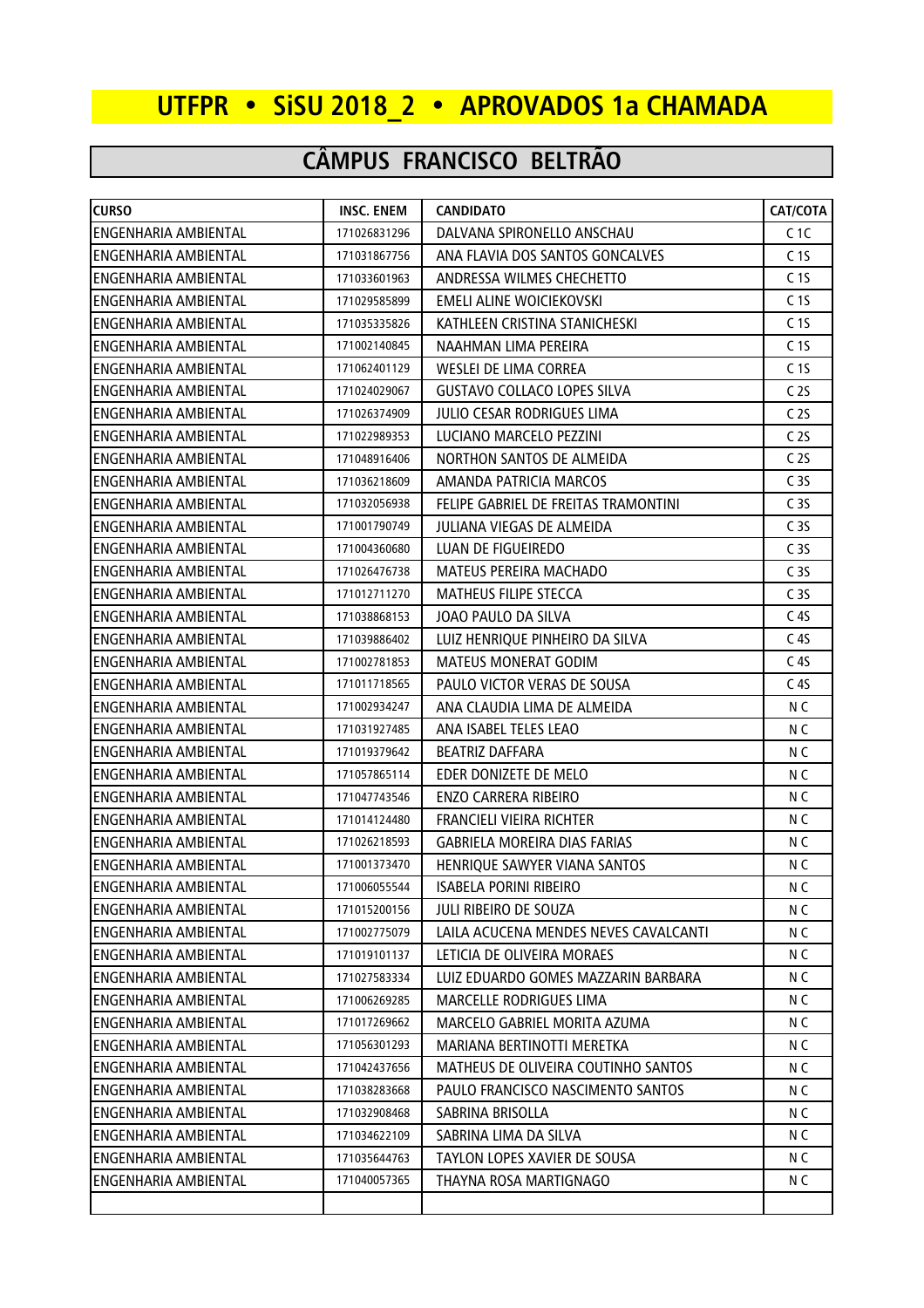# UTFPR • SiSU 2018_2 • APROVADOS 1a CHAMADA

## CÂMPUS FRANCISCO BELTRÃO

| CURSO | INSC. ENEM | CANDIDATO | CAT/COTA |
|---|---|---|---|
| ENGENHARIA AMBIENTAL | 171026831296 | DALVANA SPIRONELLO ANSCHAU | C 1C |
| ENGENHARIA AMBIENTAL | 171031867756 | ANA FLAVIA DOS SANTOS GONCALVES | C 1S |
| ENGENHARIA AMBIENTAL | 171033601963 | ANDRESSA WILMES CHECHETTO | C 1S |
| ENGENHARIA AMBIENTAL | 171029585899 | EMELI ALINE WOICIEKOVSKI | C 1S |
| ENGENHARIA AMBIENTAL | 171035335826 | KATHLEEN CRISTINA STANICHESKI | C 1S |
| ENGENHARIA AMBIENTAL | 171002140845 | NAAHMAN LIMA PEREIRA | C 1S |
| ENGENHARIA AMBIENTAL | 171062401129 | WESLEI DE LIMA CORREA | C 1S |
| ENGENHARIA AMBIENTAL | 171024029067 | GUSTAVO COLLACO LOPES SILVA | C 2S |
| ENGENHARIA AMBIENTAL | 171026374909 | JULIO CESAR RODRIGUES LIMA | C 2S |
| ENGENHARIA AMBIENTAL | 171022989353 | LUCIANO MARCELO PEZZINI | C 2S |
| ENGENHARIA AMBIENTAL | 171048916406 | NORTHON SANTOS DE ALMEIDA | C 2S |
| ENGENHARIA AMBIENTAL | 171036218609 | AMANDA PATRICIA MARCOS | C 3S |
| ENGENHARIA AMBIENTAL | 171032056938 | FELIPE GABRIEL DE FREITAS TRAMONTINI | C 3S |
| ENGENHARIA AMBIENTAL | 171001790749 | JULIANA VIEGAS DE ALMEIDA | C 3S |
| ENGENHARIA AMBIENTAL | 171004360680 | LUAN DE FIGUEIREDO | C 3S |
| ENGENHARIA AMBIENTAL | 171026476738 | MATEUS PEREIRA MACHADO | C 3S |
| ENGENHARIA AMBIENTAL | 171012711270 | MATHEUS FILIPE STECCA | C 3S |
| ENGENHARIA AMBIENTAL | 171038868153 | JOAO PAULO DA SILVA | C 4S |
| ENGENHARIA AMBIENTAL | 171039886402 | LUIZ HENRIQUE PINHEIRO DA SILVA | C 4S |
| ENGENHARIA AMBIENTAL | 171002781853 | MATEUS MONERAT GODIM | C 4S |
| ENGENHARIA AMBIENTAL | 171011718565 | PAULO VICTOR VERAS DE SOUSA | C 4S |
| ENGENHARIA AMBIENTAL | 171002934247 | ANA CLAUDIA LIMA DE ALMEIDA | N C |
| ENGENHARIA AMBIENTAL | 171031927485 | ANA ISABEL TELES LEAO | N C |
| ENGENHARIA AMBIENTAL | 171019379642 | BEATRIZ DAFFARA | N C |
| ENGENHARIA AMBIENTAL | 171057865114 | EDER DONIZETE DE MELO | N C |
| ENGENHARIA AMBIENTAL | 171047743546 | ENZO CARRERA RIBEIRO | N C |
| ENGENHARIA AMBIENTAL | 171014124480 | FRANCIELI VIEIRA RICHTER | N C |
| ENGENHARIA AMBIENTAL | 171026218593 | GABRIELA MOREIRA DIAS FARIAS | N C |
| ENGENHARIA AMBIENTAL | 171001373470 | HENRIQUE SAWYER VIANA SANTOS | N C |
| ENGENHARIA AMBIENTAL | 171006055544 | ISABELA PORINI RIBEIRO | N C |
| ENGENHARIA AMBIENTAL | 171015200156 | JULI RIBEIRO DE SOUZA | N C |
| ENGENHARIA AMBIENTAL | 171002775079 | LAILA ACUCENA MENDES NEVES CAVALCANTI | N C |
| ENGENHARIA AMBIENTAL | 171019101137 | LETICIA DE OLIVEIRA MORAES | N C |
| ENGENHARIA AMBIENTAL | 171027583334 | LUIZ EDUARDO GOMES MAZZARIN BARBARA | N C |
| ENGENHARIA AMBIENTAL | 171006269285 | MARCELLE RODRIGUES LIMA | N C |
| ENGENHARIA AMBIENTAL | 171017269662 | MARCELO GABRIEL MORITA AZUMA | N C |
| ENGENHARIA AMBIENTAL | 171056301293 | MARIANA BERTINOTTI MERETKA | N C |
| ENGENHARIA AMBIENTAL | 171042437656 | MATHEUS DE OLIVEIRA COUTINHO SANTOS | N C |
| ENGENHARIA AMBIENTAL | 171038283668 | PAULO FRANCISCO NASCIMENTO SANTOS | N C |
| ENGENHARIA AMBIENTAL | 171032908468 | SABRINA BRISOLLA | N C |
| ENGENHARIA AMBIENTAL | 171034622109 | SABRINA LIMA DA SILVA | N C |
| ENGENHARIA AMBIENTAL | 171035644763 | TAYLON LOPES XAVIER DE SOUSA | N C |
| ENGENHARIA AMBIENTAL | 171040057365 | THAYNA ROSA MARTIGNAGO | N C |
| | | | |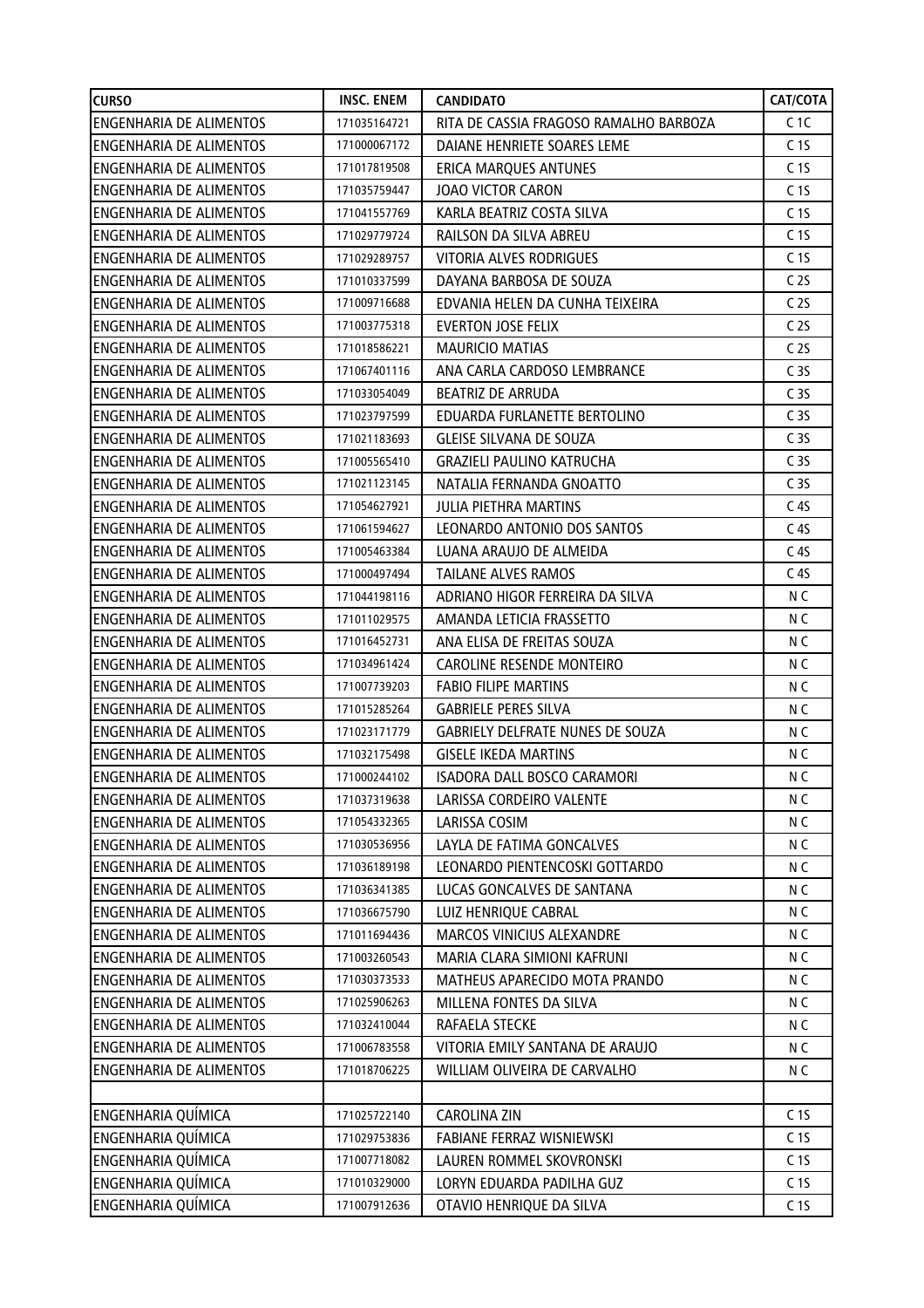| CURSO | INSC. ENEM | CANDIDATO | CAT/COTA |
|---|---|---|---|
| ENGENHARIA DE ALIMENTOS | 171035164721 | RITA DE CASSIA FRAGOSO RAMALHO BARBOZA | C 1C |
| ENGENHARIA DE ALIMENTOS | 171000067172 | DAIANE HENRIETE SOARES LEME | C 1S |
| ENGENHARIA DE ALIMENTOS | 171017819508 | ERICA MARQUES ANTUNES | C 1S |
| ENGENHARIA DE ALIMENTOS | 171035759447 | JOAO VICTOR CARON | C 1S |
| ENGENHARIA DE ALIMENTOS | 171041557769 | KARLA BEATRIZ COSTA SILVA | C 1S |
| ENGENHARIA DE ALIMENTOS | 171029779724 | RAILSON DA SILVA ABREU | C 1S |
| ENGENHARIA DE ALIMENTOS | 171029289757 | VITORIA ALVES RODRIGUES | C 1S |
| ENGENHARIA DE ALIMENTOS | 171010337599 | DAYANA BARBOSA DE SOUZA | C 2S |
| ENGENHARIA DE ALIMENTOS | 171009716688 | EDVANIA HELEN DA CUNHA TEIXEIRA | C 2S |
| ENGENHARIA DE ALIMENTOS | 171003775318 | EVERTON JOSE FELIX | C 2S |
| ENGENHARIA DE ALIMENTOS | 171018586221 | MAURICIO MATIAS | C 2S |
| ENGENHARIA DE ALIMENTOS | 171067401116 | ANA CARLA CARDOSO LEMBRANCE | C 3S |
| ENGENHARIA DE ALIMENTOS | 171033054049 | BEATRIZ DE ARRUDA | C 3S |
| ENGENHARIA DE ALIMENTOS | 171023797599 | EDUARDA FURLANETTE BERTOLINO | C 3S |
| ENGENHARIA DE ALIMENTOS | 171021183693 | GLEISE SILVANA DE SOUZA | C 3S |
| ENGENHARIA DE ALIMENTOS | 171005565410 | GRAZIELI PAULINO KATRUCHA | C 3S |
| ENGENHARIA DE ALIMENTOS | 171021123145 | NATALIA FERNANDA GNOATTO | C 3S |
| ENGENHARIA DE ALIMENTOS | 171054627921 | JULIA PIETHRA MARTINS | C 4S |
| ENGENHARIA DE ALIMENTOS | 171061594627 | LEONARDO ANTONIO DOS SANTOS | C 4S |
| ENGENHARIA DE ALIMENTOS | 171005463384 | LUANA ARAUJO DE ALMEIDA | C 4S |
| ENGENHARIA DE ALIMENTOS | 171000497494 | TAILANE ALVES RAMOS | C 4S |
| ENGENHARIA DE ALIMENTOS | 171044198116 | ADRIANO HIGOR FERREIRA DA SILVA | N C |
| ENGENHARIA DE ALIMENTOS | 171011029575 | AMANDA LETICIA FRASSETTO | N C |
| ENGENHARIA DE ALIMENTOS | 171016452731 | ANA ELISA DE FREITAS SOUZA | N C |
| ENGENHARIA DE ALIMENTOS | 171034961424 | CAROLINE RESENDE MONTEIRO | N C |
| ENGENHARIA DE ALIMENTOS | 171007739203 | FABIO FILIPE MARTINS | N C |
| ENGENHARIA DE ALIMENTOS | 171015285264 | GABRIELE PERES SILVA | N C |
| ENGENHARIA DE ALIMENTOS | 171023171779 | GABRIELY DELFRATE NUNES DE SOUZA | N C |
| ENGENHARIA DE ALIMENTOS | 171032175498 | GISELE IKEDA MARTINS | N C |
| ENGENHARIA DE ALIMENTOS | 171000244102 | ISADORA DALL BOSCO CARAMORI | N C |
| ENGENHARIA DE ALIMENTOS | 171037319638 | LARISSA CORDEIRO VALENTE | N C |
| ENGENHARIA DE ALIMENTOS | 171054332365 | LARISSA COSIM | N C |
| ENGENHARIA DE ALIMENTOS | 171030536956 | LAYLA DE FATIMA GONCALVES | N C |
| ENGENHARIA DE ALIMENTOS | 171036189198 | LEONARDO PIENTENCOSKI GOTTARDO | N C |
| ENGENHARIA DE ALIMENTOS | 171036341385 | LUCAS GONCALVES DE SANTANA | N C |
| ENGENHARIA DE ALIMENTOS | 171036675790 | LUIZ HENRIQUE CABRAL | N C |
| ENGENHARIA DE ALIMENTOS | 171011694436 | MARCOS VINICIUS ALEXANDRE | N C |
| ENGENHARIA DE ALIMENTOS | 171003260543 | MARIA CLARA SIMIONI KAFRUNI | N C |
| ENGENHARIA DE ALIMENTOS | 171030373533 | MATHEUS APARECIDO MOTA PRANDO | N C |
| ENGENHARIA DE ALIMENTOS | 171025906263 | MILLENA FONTES DA SILVA | N C |
| ENGENHARIA DE ALIMENTOS | 171032410044 | RAFAELA STECKE | N C |
| ENGENHARIA DE ALIMENTOS | 171006783558 | VITORIA EMILY SANTANA DE ARAUJO | N C |
| ENGENHARIA DE ALIMENTOS | 171018706225 | WILLIAM OLIVEIRA DE CARVALHO | N C |
| | | | |
| ENGENHARIA QUÍMICA | 171025722140 | CAROLINA ZIN | C 1S |
| ENGENHARIA QUÍMICA | 171029753836 | FABIANE FERRAZ WISNIEWSKI | C 1S |
| ENGENHARIA QUÍMICA | 171007718082 | LAUREN ROMMEL SKOVRONSKI | C 1S |
| ENGENHARIA QUÍMICA | 171010329000 | LORYN EDUARDA PADILHA GUZ | C 1S |
| ENGENHARIA QUÍMICA | 171007912636 | OTAVIO HENRIQUE DA SILVA | C 1S |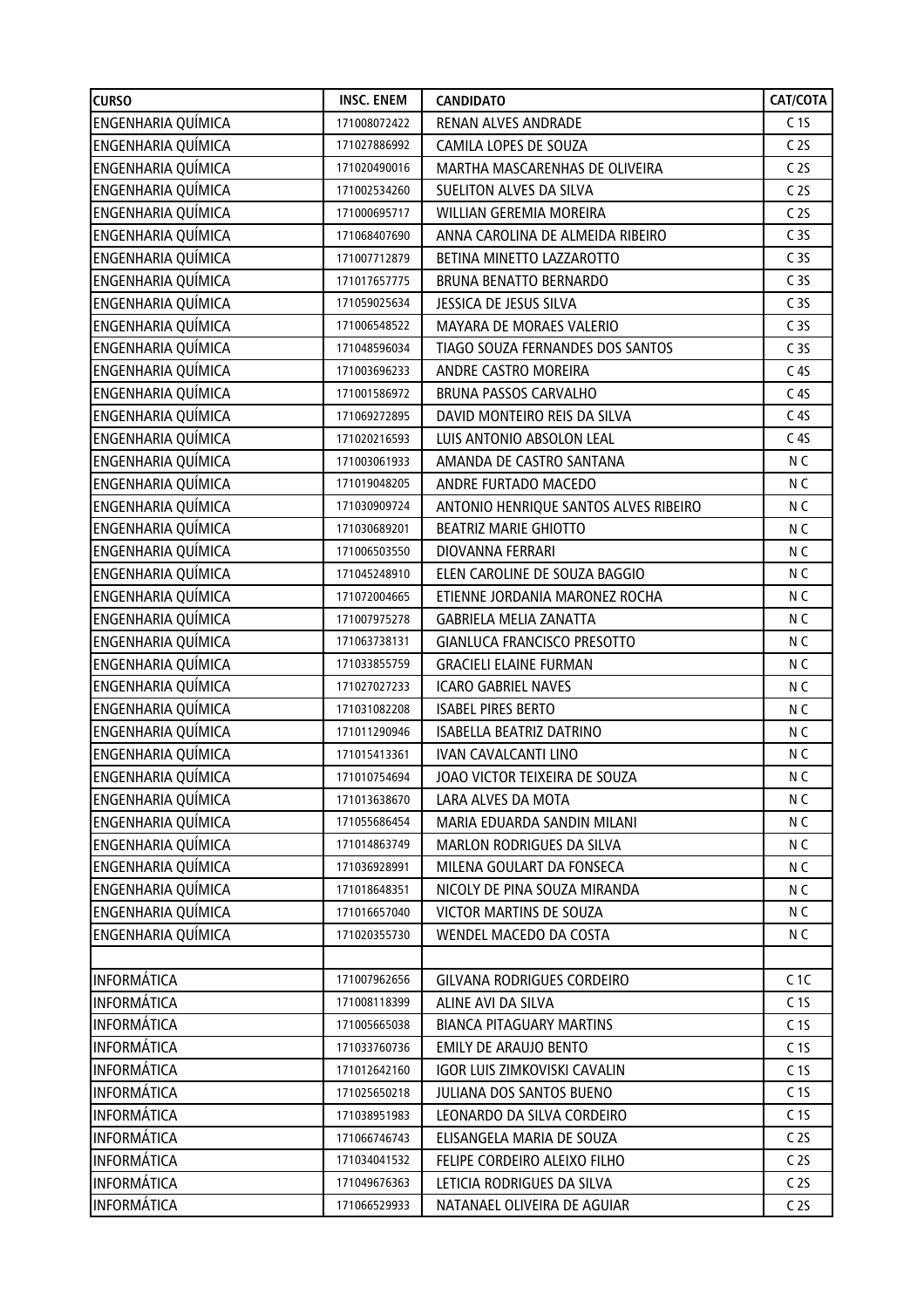| CURSO | INSC. ENEM | CANDIDATO | CAT/COTA |
|---|---|---|---|
| ENGENHARIA QUÍMICA | 171008072422 | RENAN ALVES ANDRADE | C 1S |
| ENGENHARIA QUÍMICA | 171027886992 | CAMILA LOPES DE SOUZA | C 2S |
| ENGENHARIA QUÍMICA | 171020490016 | MARTHA MASCARENHAS DE OLIVEIRA | C 2S |
| ENGENHARIA QUÍMICA | 171002534260 | SUELITON ALVES DA SILVA | C 2S |
| ENGENHARIA QUÍMICA | 171000695717 | WILLIAN GEREMIA MOREIRA | C 2S |
| ENGENHARIA QUÍMICA | 171068407690 | ANNA CAROLINA DE ALMEIDA RIBEIRO | C 3S |
| ENGENHARIA QUÍMICA | 171007712879 | BETINA MINETTO LAZZAROTTO | C 3S |
| ENGENHARIA QUÍMICA | 171017657775 | BRUNA BENATTO BERNARDO | C 3S |
| ENGENHARIA QUÍMICA | 171059025634 | JESSICA DE JESUS SILVA | C 3S |
| ENGENHARIA QUÍMICA | 171006548522 | MAYARA DE MORAES VALERIO | C 3S |
| ENGENHARIA QUÍMICA | 171048596034 | TIAGO SOUZA FERNANDES DOS SANTOS | C 3S |
| ENGENHARIA QUÍMICA | 171003696233 | ANDRE CASTRO MOREIRA | C 4S |
| ENGENHARIA QUÍMICA | 171001586972 | BRUNA PASSOS CARVALHO | C 4S |
| ENGENHARIA QUÍMICA | 171069272895 | DAVID MONTEIRO REIS DA SILVA | C 4S |
| ENGENHARIA QUÍMICA | 171020216593 | LUIS ANTONIO ABSOLON LEAL | C 4S |
| ENGENHARIA QUÍMICA | 171003061933 | AMANDA DE CASTRO SANTANA | N C |
| ENGENHARIA QUÍMICA | 171019048205 | ANDRE FURTADO MACEDO | N C |
| ENGENHARIA QUÍMICA | 171030909724 | ANTONIO HENRIQUE SANTOS ALVES RIBEIRO | N C |
| ENGENHARIA QUÍMICA | 171030689201 | BEATRIZ MARIE GHIOTTO | N C |
| ENGENHARIA QUÍMICA | 171006503550 | DIOVANNA FERRARI | N C |
| ENGENHARIA QUÍMICA | 171045248910 | ELEN CAROLINE DE SOUZA BAGGIO | N C |
| ENGENHARIA QUÍMICA | 171072004665 | ETIENNE JORDANIA MARONEZ ROCHA | N C |
| ENGENHARIA QUÍMICA | 171007975278 | GABRIELA MELIA ZANATTA | N C |
| ENGENHARIA QUÍMICA | 171063738131 | GIANLUCA FRANCISCO PRESOTTO | N C |
| ENGENHARIA QUÍMICA | 171033855759 | GRACIELI ELAINE FURMAN | N C |
| ENGENHARIA QUÍMICA | 171027027233 | ICARO GABRIEL NAVES | N C |
| ENGENHARIA QUÍMICA | 171031082208 | ISABEL PIRES BERTO | N C |
| ENGENHARIA QUÍMICA | 171011290946 | ISABELLA BEATRIZ DATRINO | N C |
| ENGENHARIA QUÍMICA | 171015413361 | IVAN CAVALCANTI LINO | N C |
| ENGENHARIA QUÍMICA | 171010754694 | JOAO VICTOR TEIXEIRA DE SOUZA | N C |
| ENGENHARIA QUÍMICA | 171013638670 | LARA ALVES DA MOTA | N C |
| ENGENHARIA QUÍMICA | 171055686454 | MARIA EDUARDA SANDIN MILANI | N C |
| ENGENHARIA QUÍMICA | 171014863749 | MARLON RODRIGUES DA SILVA | N C |
| ENGENHARIA QUÍMICA | 171036928991 | MILENA GOULART DA FONSECA | N C |
| ENGENHARIA QUÍMICA | 171018648351 | NICOLY DE PINA SOUZA MIRANDA | N C |
| ENGENHARIA QUÍMICA | 171016657040 | VICTOR MARTINS DE SOUZA | N C |
| ENGENHARIA QUÍMICA | 171020355730 | WENDEL MACEDO DA COSTA | N C |
| | | | |
| INFORMÁTICA | 171007962656 | GILVANA RODRIGUES CORDEIRO | C 1C |
| INFORMÁTICA | 171008118399 | ALINE AVI DA SILVA | C 1S |
| INFORMÁTICA | 171005665038 | BIANCA PITAGUARY MARTINS | C 1S |
| INFORMÁTICA | 171033760736 | EMILY DE ARAUJO BENTO | C 1S |
| INFORMÁTICA | 171012642160 | IGOR LUIS ZIMKOVISKI CAVALIN | C 1S |
| INFORMÁTICA | 171025650218 | JULIANA DOS SANTOS BUENO | C 1S |
| INFORMÁTICA | 171038951983 | LEONARDO DA SILVA CORDEIRO | C 1S |
| INFORMÁTICA | 171066746743 | ELISANGELA MARIA DE SOUZA | C 2S |
| INFORMÁTICA | 171034041532 | FELIPE CORDEIRO ALEIXO FILHO | C 2S |
| INFORMÁTICA | 171049676363 | LETICIA RODRIGUES DA SILVA | C 2S |
| INFORMÁTICA | 171066529933 | NATANAEL OLIVEIRA DE AGUIAR | C 2S |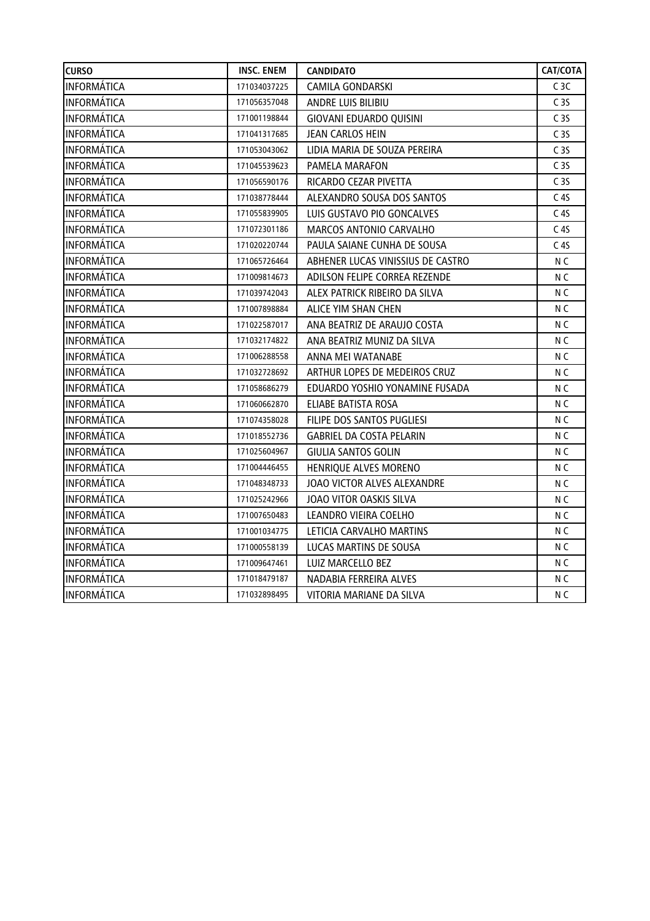| CURSO | INSC. ENEM | CANDIDATO | CAT/COTA |
|---|---|---|---|
| INFORMÁTICA | 171034037225 | CAMILA GONDARSKI | C 3C |
| INFORMÁTICA | 171056357048 | ANDRE LUIS BILIBIU | C 3S |
| INFORMÁTICA | 171001198844 | GIOVANI EDUARDO QUISINI | C 3S |
| INFORMÁTICA | 171041317685 | JEAN CARLOS HEIN | C 3S |
| INFORMÁTICA | 171053043062 | LIDIA MARIA DE SOUZA PEREIRA | C 3S |
| INFORMÁTICA | 171045539623 | PAMELA MARAFON | C 3S |
| INFORMÁTICA | 171056590176 | RICARDO CEZAR PIVETTA | C 3S |
| INFORMÁTICA | 171038778444 | ALEXANDRO SOUSA DOS SANTOS | C 4S |
| INFORMÁTICA | 171055839905 | LUIS GUSTAVO PIO GONCALVES | C 4S |
| INFORMÁTICA | 171072301186 | MARCOS ANTONIO CARVALHO | C 4S |
| INFORMÁTICA | 171020220744 | PAULA SAIANE CUNHA DE SOUSA | C 4S |
| INFORMÁTICA | 171065726464 | ABHENER LUCAS VINISSIUS DE CASTRO | N C |
| INFORMÁTICA | 171009814673 | ADILSON FELIPE CORREA REZENDE | N C |
| INFORMÁTICA | 171039742043 | ALEX PATRICK RIBEIRO DA SILVA | N C |
| INFORMÁTICA | 171007898884 | ALICE YIM SHAN CHEN | N C |
| INFORMÁTICA | 171022587017 | ANA BEATRIZ DE ARAUJO COSTA | N C |
| INFORMÁTICA | 171032174822 | ANA BEATRIZ MUNIZ DA SILVA | N C |
| INFORMÁTICA | 171006288558 | ANNA MEI WATANABE | N C |
| INFORMÁTICA | 171032728692 | ARTHUR LOPES DE MEDEIROS CRUZ | N C |
| INFORMÁTICA | 171058686279 | EDUARDO YOSHIO YONAMINE FUSADA | N C |
| INFORMÁTICA | 171060662870 | ELIABE BATISTA ROSA | N C |
| INFORMÁTICA | 171074358028 | FILIPE DOS SANTOS PUGLIESI | N C |
| INFORMÁTICA | 171018552736 | GABRIEL DA COSTA PELARIN | N C |
| INFORMÁTICA | 171025604967 | GIULIA SANTOS GOLIN | N C |
| INFORMÁTICA | 171004446455 | HENRIQUE ALVES MORENO | N C |
| INFORMÁTICA | 171048348733 | JOAO VICTOR ALVES ALEXANDRE | N C |
| INFORMÁTICA | 171025242966 | JOAO VITOR OASKIS SILVA | N C |
| INFORMÁTICA | 171007650483 | LEANDRO VIEIRA COELHO | N C |
| INFORMÁTICA | 171001034775 | LETICIA CARVALHO MARTINS | N C |
| INFORMÁTICA | 171000558139 | LUCAS MARTINS DE SOUSA | N C |
| INFORMÁTICA | 171009647461 | LUIZ MARCELLO BEZ | N C |
| INFORMÁTICA | 171018479187 | NADABIA FERREIRA ALVES | N C |
| INFORMÁTICA | 171032898495 | VITORIA MARIANE DA SILVA | N C |